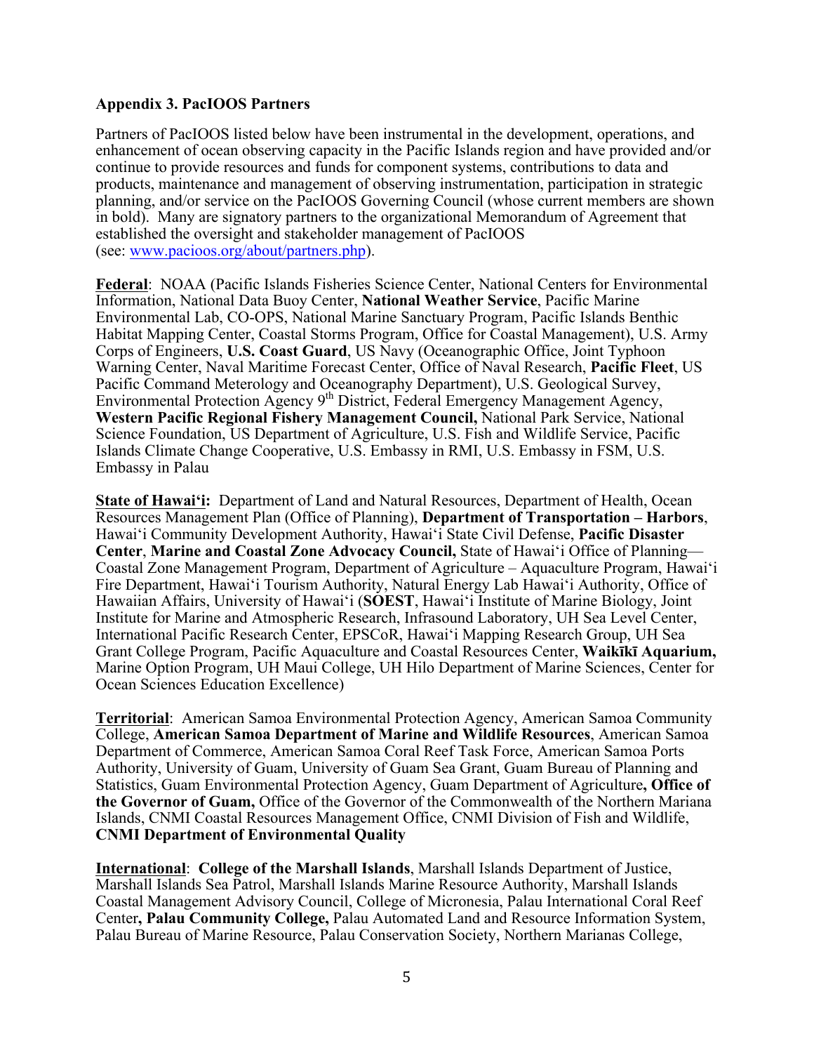**Appendix 3. PacIOOS Partners**

Partners of PacIOOS listed below have been instrumental in the development, operations, and enhancement of ocean observing capacity in the Pacific Islands region and have provided and/or continue to provide resources and funds for component systems, contributions to data and products, maintenance and management of observing instrumentation, participation in strategic planning, and/or service on the PacIOOS Governing Council (whose current members are shown in bold). Many are signatory partners to the organizational Memorandum of Agreement that established the oversight and stakeholder management of PacIOOS (see: [www.pacioos.org/about/partners.php](www.pacioos.org/about/partners.php)).

**Federal**: NOAA (Pacific Islands Fisheries Science Center, National Centers for Environmental Information, National Data Buoy Center, **National Weather Service**, Pacific Marine Environmental Lab, CO-OPS, National Marine Sanctuary Program, Pacific Islands Benthic Habitat Mapping Center, Coastal Storms Program, Office for Coastal Management), U.S. Army Corps of Engineers, **U.S. Coast Guard**, US Navy (Oceanographic Office, Joint Typhoon Warning Center, Naval Maritime Forecast Center, Office of Naval Research, **Pacific Fleet**, US Pacific Command Meterology and Oceanography Department), U.S. Geological Survey, Environmental Protection Agency 9th District, Federal Emergency Management Agency, **Western Pacific Regional Fishery Management Council,** National Park Service, National Science Foundation, US Department of Agriculture, U.S. Fish and Wildlife Service, Pacific Islands Climate Change Cooperative, U.S. Embassy in RMI, U.S. Embassy in FSM, U.S. Embassy in Palau

**State of Hawaiʻi:** Department of Land and Natural Resources, Department of Health, Ocean Resources Management Plan (Office of Planning), **Department of Transportation – Harbors**, Hawaiʻi Community Development Authority, Hawaiʻi State Civil Defense, **Pacific Disaster Center**, **Marine and Coastal Zone Advocacy Council,** State of Hawaiʻi Office of Planning—Coastal Zone Management Program, Department of Agriculture – Aquaculture Program, Hawaiʻi Fire Department, Hawaiʻi Tourism Authority, Natural Energy Lab Hawaiʻi Authority, Office of Hawaiian Affairs, University of Hawaiʻi (**SOEST**, Hawaiʻi Institute of Marine Biology, Joint Institute for Marine and Atmospheric Research, Infrasound Laboratory, UH Sea Level Center, International Pacific Research Center, EPSCoR, Hawaiʻi Mapping Research Group, UH Sea Grant College Program, Pacific Aquaculture and Coastal Resources Center, **Waikīkī Aquarium,** Marine Option Program, UH Maui College, UH Hilo Department of Marine Sciences, Center for Ocean Sciences Education Excellence)

**Territorial**: American Samoa Environmental Protection Agency, American Samoa Community College, **American Samoa Department of Marine and Wildlife Resources**, American Samoa Department of Commerce, American Samoa Coral Reef Task Force, American Samoa Ports Authority, University of Guam, University of Guam Sea Grant, Guam Bureau of Planning and Statistics, Guam Environmental Protection Agency, Guam Department of Agriculture**, Office of the Governor of Guam,** Office of the Governor of the Commonwealth of the Northern Mariana Islands, CNMI Coastal Resources Management Office, CNMI Division of Fish and Wildlife, **CNMI Department of Environmental Quality**

**International**: **College of the Marshall Islands**, Marshall Islands Department of Justice, Marshall Islands Sea Patrol, Marshall Islands Marine Resource Authority, Marshall Islands Coastal Management Advisory Council, College of Micronesia, Palau International Coral Reef Center**, Palau Community College,** Palau Automated Land and Resource Information System, Palau Bureau of Marine Resource, Palau Conservation Society, Northern Marianas College,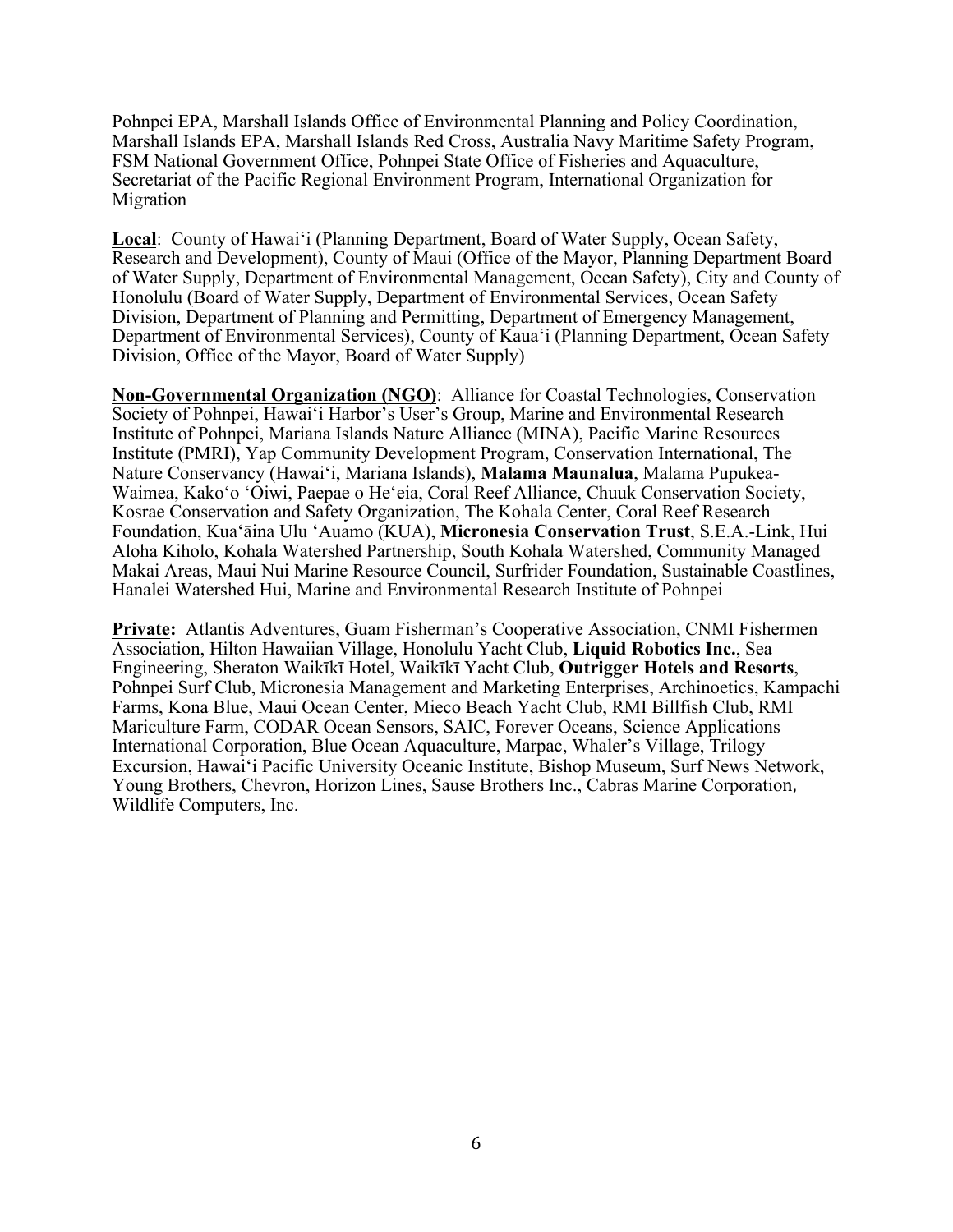Pohnpei EPA, Marshall Islands Office of Environmental Planning and Policy Coordination, Marshall Islands EPA, Marshall Islands Red Cross, Australia Navy Maritime Safety Program, FSM National Government Office, Pohnpei State Office of Fisheries and Aquaculture, Secretariat of the Pacific Regional Environment Program, International Organization for Migration

**Local**: County of Hawai'i (Planning Department, Board of Water Supply, Ocean Safety, Research and Development), County of Maui (Office of the Mayor, Planning Department Board of Water Supply, Department of Environmental Management, Ocean Safety), City and County of Honolulu (Board of Water Supply, Department of Environmental Services, Ocean Safety Division, Department of Planning and Permitting, Department of Emergency Management, Department of Environmental Services), County of Kaua'i (Planning Department, Ocean Safety Division, Office of the Mayor, Board of Water Supply)

**Non-Governmental Organization (NGO)**: Alliance for Coastal Technologies, Conservation Society of Pohnpei, Hawai'i Harbor's User's Group, Marine and Environmental Research Institute of Pohnpei, Mariana Islands Nature Alliance (MINA), Pacific Marine Resources Institute (PMRI), Yap Community Development Program, Conservation International, The Nature Conservancy (Hawai'i, Mariana Islands), **Malama Maunalua**, Malama Pupukea-Waimea, Kako'o 'Oiwi, Paepae o He'eia, Coral Reef Alliance, Chuuk Conservation Society, Kosrae Conservation and Safety Organization, The Kohala Center, Coral Reef Research Foundation, Kua'āina Ulu 'Auamo (KUA), **Micronesia Conservation Trust**, S.E.A.-Link, Hui Aloha Kiholo, Kohala Watershed Partnership, South Kohala Watershed, Community Managed Makai Areas, Maui Nui Marine Resource Council, Surfrider Foundation, Sustainable Coastlines, Hanalei Watershed Hui, Marine and Environmental Research Institute of Pohnpei

**Private:** Atlantis Adventures, Guam Fisherman's Cooperative Association, CNMI Fishermen Association, Hilton Hawaiian Village, Honolulu Yacht Club, **Liquid Robotics Inc.**, Sea Engineering, Sheraton Waikīkī Hotel, Waikīkī Yacht Club, **Outrigger Hotels and Resorts**, Pohnpei Surf Club, Micronesia Management and Marketing Enterprises, Archinoetics, Kampachi Farms, Kona Blue, Maui Ocean Center, Mieco Beach Yacht Club, RMI Billfish Club, RMI Mariculture Farm, CODAR Ocean Sensors, SAIC, Forever Oceans, Science Applications International Corporation, Blue Ocean Aquaculture, Marpac, Whaler's Village, Trilogy Excursion, Hawai'i Pacific University Oceanic Institute, Bishop Museum, Surf News Network, Young Brothers, Chevron, Horizon Lines, Sause Brothers Inc., Cabras Marine Corporation, Wildlife Computers, Inc.